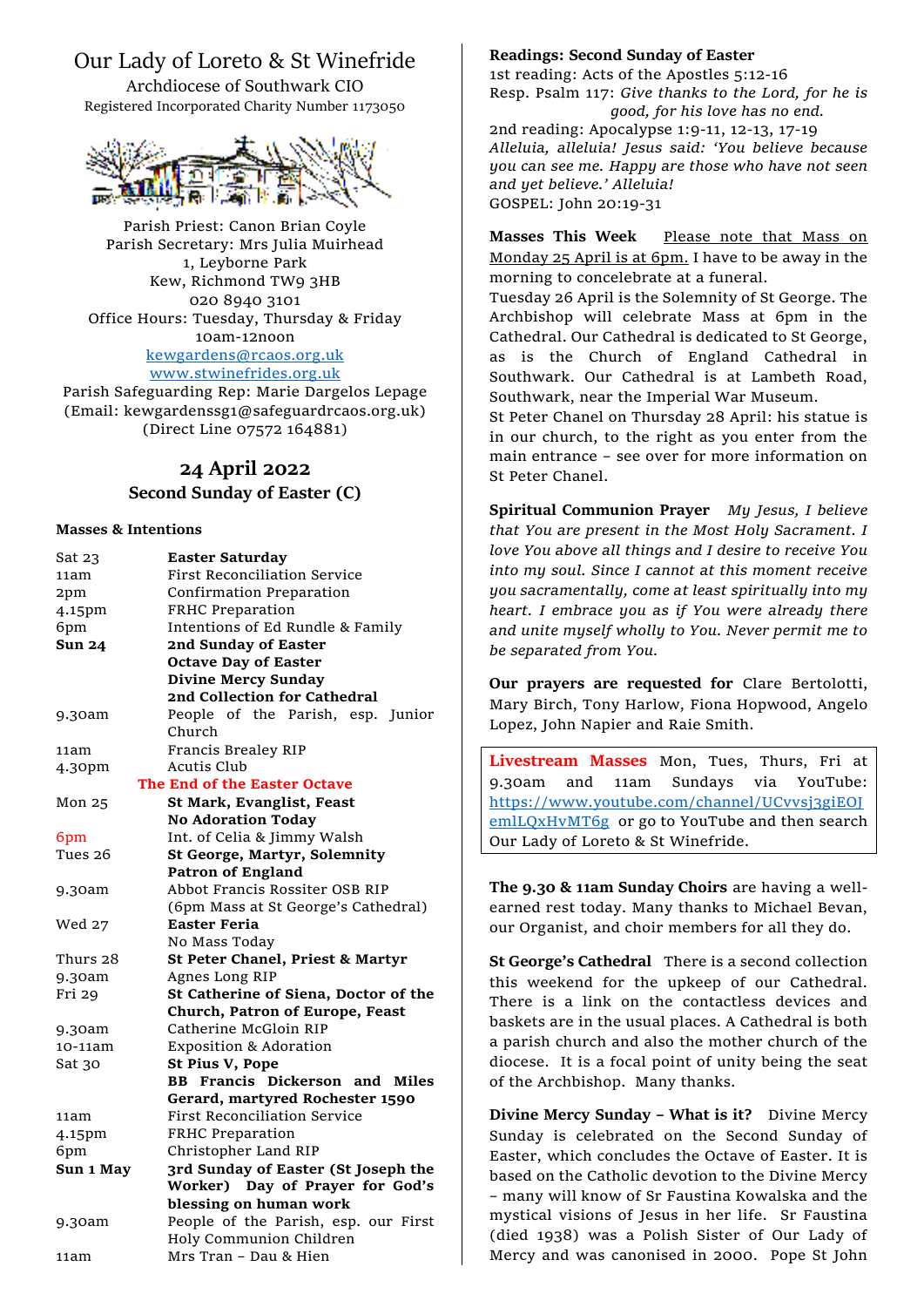# Our Lady of Loreto & St Winefride

Archdiocese of Southwark CIO
Registered Incorporated Charity Number 1173050

Parish Priest: Canon Brian Coyle
Parish Secretary: Mrs Julia Muirhead
1, Leyborne Park
Kew, Richmond TW9 3HB
020 8940 3101
Office Hours: Tuesday, Thursday & Friday
10am-12noon
kewgardens@rcaos.org.uk
www.stwinefrides.org.uk
Parish Safeguarding Rep: Marie Dargelos Lepage
(Email: kewgardenssg1@safeguardrcaos.org.uk)
(Direct Line 07572 164881)

## 24 April 2022
### Second Sunday of Easter (C)

**Masses & Intentions**

| | |
|---|---|
| Sat 23 | **Easter Saturday** |
| 11am | First Reconciliation Service |
| 2pm | Confirmation Preparation |
| 4.15pm | FRHC Preparation |
| 6pm | Intentions of Ed Rundle & Family |
| **Sun 24** | **2nd Sunday of Easter** |
| | **Octave Day of Easter** |
| | **Divine Mercy Sunday** |
| | **2nd Collection for Cathedral** |
| 9.30am | People of the Parish, esp. Junior Church |
| 11am | Francis Brealey RIP |
| 4.30pm | Acutis Club |
| | The End of the Easter Octave |
| Mon 25 | **St Mark, Evanglist, Feast** |
| | **No Adoration Today** |
| 6pm | Int. of Celia & Jimmy Walsh |
| Tues 26 | **St George, Martyr, Solemnity** |
| | **Patron of England** |
| 9.30am | Abbot Francis Rossiter OSB RIP |
| | (6pm Mass at St George's Cathedral) |
| Wed 27 | **Easter Feria** |
| | No Mass Today |
| Thurs 28 | **St Peter Chanel, Priest & Martyr** |
| 9.30am | Agnes Long RIP |
| Fri 29 | **St Catherine of Siena, Doctor of the Church, Patron of Europe, Feast** |
| 9.30am | Catherine McGloin RIP |
| 10-11am | Exposition & Adoration |
| Sat 30 | **St Pius V, Pope** |
| | **BB Francis Dickerson and Miles Gerard, martyred Rochester 1590** |
| 11am | First Reconciliation Service |
| 4.15pm | FRHC Preparation |
| 6pm | Christopher Land RIP |
| **Sun 1 May** | **3rd Sunday of Easter (St Joseph the Worker) Day of Prayer for God's blessing on human work** |
| 9.30am | People of the Parish, esp. our First Holy Communion Children |
| 11am | Mrs Tran – Dau & Hien |

**Readings: Second Sunday of Easter**
1st reading: Acts of the Apostles 5:12-16
Resp. Psalm 117: *Give thanks to the Lord, for he is good, for his love has no end.*
2nd reading: Apocalypse 1:9-11, 12-13, 17-19
*Alleluia, alleluia! Jesus said: 'You believe because you can see me. Happy are those who have not seen and yet believe.' Alleluia!*
GOSPEL: John 20:19-31

**Masses This Week** Please note that Mass on Monday 25 April is at 6pm. I have to be away in the morning to concelebrate at a funeral.
Tuesday 26 April is the Solemnity of St George. The Archbishop will celebrate Mass at 6pm in the Cathedral. Our Cathedral is dedicated to St George, as is the Church of England Cathedral in Southwark. Our Cathedral is at Lambeth Road, Southwark, near the Imperial War Museum.
St Peter Chanel on Thursday 28 April: his statue is in our church, to the right as you enter from the main entrance – see over for more information on St Peter Chanel.

**Spiritual Communion Prayer** *My Jesus, I believe that You are present in the Most Holy Sacrament. I love You above all things and I desire to receive You into my soul. Since I cannot at this moment receive you sacramentally, come at least spiritually into my heart. I embrace you as if You were already there and unite myself wholly to You. Never permit me to be separated from You.*

**Our prayers are requested for** Clare Bertolotti, Mary Birch, Tony Harlow, Fiona Hopwood, Angelo Lopez, John Napier and Raie Smith.

**Livestream Masses** Mon, Tues, Thurs, Fri at 9.30am and 11am Sundays via YouTube: https://www.youtube.com/channel/UCvvsj3giEOJemlLQxHvMT6g or go to YouTube and then search Our Lady of Loreto & St Winefride.

**The 9.30 & 11am Sunday Choirs** are having a well-earned rest today. Many thanks to Michael Bevan, our Organist, and choir members for all they do.

**St George's Cathedral** There is a second collection this weekend for the upkeep of our Cathedral. There is a link on the contactless devices and baskets are in the usual places. A Cathedral is both a parish church and also the mother church of the diocese. It is a focal point of unity being the seat of the Archbishop. Many thanks.

**Divine Mercy Sunday – What is it?** Divine Mercy Sunday is celebrated on the Second Sunday of Easter, which concludes the Octave of Easter. It is based on the Catholic devotion to the Divine Mercy – many will know of Sr Faustina Kowalska and the mystical visions of Jesus in her life. Sr Faustina (died 1938) was a Polish Sister of Our Lady of Mercy and was canonised in 2000. Pope St John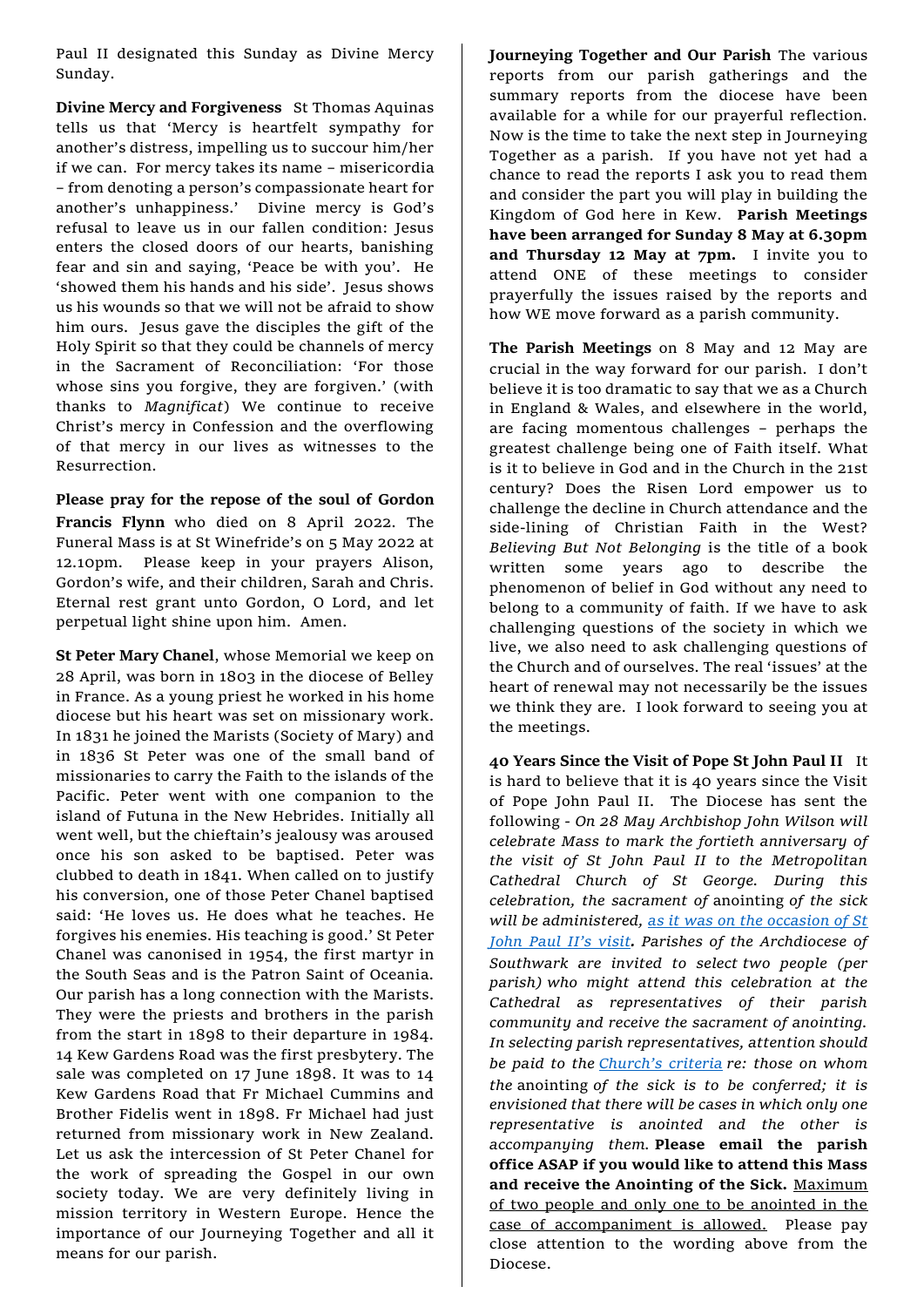Paul II designated this Sunday as Divine Mercy Sunday.

**Divine Mercy and Forgiveness** St Thomas Aquinas tells us that 'Mercy is heartfelt sympathy for another's distress, impelling us to succour him/her if we can. For mercy takes its name – misericordia – from denoting a person's compassionate heart for another's unhappiness.' Divine mercy is God's refusal to leave us in our fallen condition: Jesus enters the closed doors of our hearts, banishing fear and sin and saying, 'Peace be with you'. He 'showed them his hands and his side'. Jesus shows us his wounds so that we will not be afraid to show him ours. Jesus gave the disciples the gift of the Holy Spirit so that they could be channels of mercy in the Sacrament of Reconciliation: 'For those whose sins you forgive, they are forgiven.' (with thanks to *Magnificat*) We continue to receive Christ's mercy in Confession and the overflowing of that mercy in our lives as witnesses to the Resurrection.

**Please pray for the repose of the soul of Gordon Francis Flynn** who died on 8 April 2022. The Funeral Mass is at St Winefride's on 5 May 2022 at 12.10pm. Please keep in your prayers Alison, Gordon's wife, and their children, Sarah and Chris. Eternal rest grant unto Gordon, O Lord, and let perpetual light shine upon him. Amen.

**St Peter Mary Chanel**, whose Memorial we keep on 28 April, was born in 1803 in the diocese of Belley in France. As a young priest he worked in his home diocese but his heart was set on missionary work. In 1831 he joined the Marists (Society of Mary) and in 1836 St Peter was one of the small band of missionaries to carry the Faith to the islands of the Pacific. Peter went with one companion to the island of Futuna in the New Hebrides. Initially all went well, but the chieftain's jealousy was aroused once his son asked to be baptised. Peter was clubbed to death in 1841. When called on to justify his conversion, one of those Peter Chanel baptised said: 'He loves us. He does what he teaches. He forgives his enemies. His teaching is good.' St Peter Chanel was canonised in 1954, the first martyr in the South Seas and is the Patron Saint of Oceania. Our parish has a long connection with the Marists. They were the priests and brothers in the parish from the start in 1898 to their departure in 1984. 14 Kew Gardens Road was the first presbytery. The sale was completed on 17 June 1898. It was to 14 Kew Gardens Road that Fr Michael Cummins and Brother Fidelis went in 1898. Fr Michael had just returned from missionary work in New Zealand. Let us ask the intercession of St Peter Chanel for the work of spreading the Gospel in our own society today. We are very definitely living in mission territory in Western Europe. Hence the importance of our Journeying Together and all it means for our parish.

**Journeying Together and Our Parish** The various reports from our parish gatherings and the summary reports from the diocese have been available for a while for our prayerful reflection. Now is the time to take the next step in Journeying Together as a parish. If you have not yet had a chance to read the reports I ask you to read them and consider the part you will play in building the Kingdom of God here in Kew. **Parish Meetings have been arranged for Sunday 8 May at 6.30pm and Thursday 12 May at 7pm.** I invite you to attend ONE of these meetings to consider prayerfully the issues raised by the reports and how WE move forward as a parish community.

**The Parish Meetings** on 8 May and 12 May are crucial in the way forward for our parish. I don't believe it is too dramatic to say that we as a Church in England & Wales, and elsewhere in the world, are facing momentous challenges – perhaps the greatest challenge being one of Faith itself. What is it to believe in God and in the Church in the 21st century? Does the Risen Lord empower us to challenge the decline in Church attendance and the side-lining of Christian Faith in the West? *Believing But Not Belonging* is the title of a book written some years ago to describe the phenomenon of belief in God without any need to belong to a community of faith. If we have to ask challenging questions of the society in which we live, we also need to ask challenging questions of the Church and of ourselves. The real 'issues' at the heart of renewal may not necessarily be the issues we think they are. I look forward to seeing you at the meetings.

**40 Years Since the Visit of Pope St John Paul II** It is hard to believe that it is 40 years since the Visit of Pope John Paul II. The Diocese has sent the following - *On 28 May Archbishop John Wilson will celebrate Mass to mark the fortieth anniversary of the visit of St John Paul II to the Metropolitan Cathedral Church of St George. During this celebration, the sacrament of* anointing *of the sick will be administered, as it was on the occasion of St John Paul II's visit. Parishes of the Archdiocese of Southwark are invited to select two people (per parish) who might attend this celebration at the Cathedral as representatives of their parish community and receive the sacrament of anointing. In selecting parish representatives, attention should be paid to the Church's criteria re: those on whom the* anointing *of the sick is to be conferred; it is envisioned that there will be cases in which only one representative is anointed and the other is accompanying them.* **Please email the parish office ASAP if you would like to attend this Mass and receive the Anointing of the Sick.** Maximum of two people and only one to be anointed in the case of accompaniment is allowed. Please pay close attention to the wording above from the Diocese.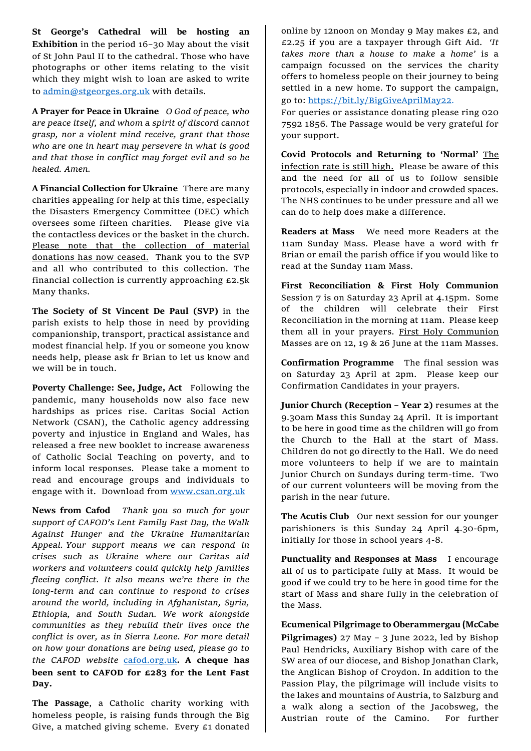**St George's Cathedral will be hosting an Exhibition** in the period 16–30 May about the visit of St John Paul II to the cathedral. Those who have photographs or other items relating to the visit which they might wish to loan are asked to write to admin@stgeorges.org.uk with details.

**A Prayer for Peace in Ukraine** *O God of peace, who are peace itself, and whom a spirit of discord cannot grasp, nor a violent mind receive, grant that those who are one in heart may persevere in what is good and that those in conflict may forget evil and so be healed. Amen.*

**A Financial Collection for Ukraine** There are many charities appealing for help at this time, especially the Disasters Emergency Committee (DEC) which oversees some fifteen charities. Please give via the contactless devices or the basket in the church. Please note that the collection of material donations has now ceased. Thank you to the SVP and all who contributed to this collection. The financial collection is currently approaching £2.5k Many thanks.

**The Society of St Vincent De Paul (SVP)** in the parish exists to help those in need by providing companionship, transport, practical assistance and modest financial help. If you or someone you know needs help, please ask fr Brian to let us know and we will be in touch.

**Poverty Challenge: See, Judge, Act** Following the pandemic, many households now also face new hardships as prices rise. Caritas Social Action Network (CSAN), the Catholic agency addressing poverty and injustice in England and Wales, has released a free new booklet to increase awareness of Catholic Social Teaching on poverty, and to inform local responses. Please take a moment to read and encourage groups and individuals to engage with it. Download from www.csan.org.uk

**News from Cafod** *Thank you so much for your support of CAFOD's Lent Family Fast Day, the Walk Against Hunger and the Ukraine Humanitarian Appeal. Your support means we can respond in crises such as Ukraine where our Caritas aid workers and volunteers could quickly help families fleeing conflict. It also means we're there in the long-term and can continue to respond to crises around the world, including in Afghanistan, Syria, Ethiopia, and South Sudan. We work alongside communities as they rebuild their lives once the conflict is over, as in Sierra Leone. For more detail on how your donations are being used, please go to the CAFOD website* cafod.org.uk**. A cheque has been sent to CAFOD for £283 for the Lent Fast Day.**

**The Passage**, a Catholic charity working with homeless people, is raising funds through the Big Give, a matched giving scheme. Every £1 donated online by 12noon on Monday 9 May makes £2, and £2.25 if you are a taxpayer through Gift Aid. *'It takes more than a house to make a home'* is a campaign focussed on the services the charity offers to homeless people on their journey to being settled in a new home. To support the campaign, go to: https://bit.ly/BigGiveAprilMay22.
For queries or assistance donating please ring 020 7592 1856. The Passage would be very grateful for your support.

**Covid Protocols and Returning to 'Normal'** The infection rate is still high. Please be aware of this and the need for all of us to follow sensible protocols, especially in indoor and crowded spaces. The NHS continues to be under pressure and all we can do to help does make a difference.

**Readers at Mass** We need more Readers at the 11am Sunday Mass. Please have a word with fr Brian or email the parish office if you would like to read at the Sunday 11am Mass.

**First Reconciliation & First Holy Communion** Session 7 is on Saturday 23 April at 4.15pm. Some of the children will celebrate their First Reconciliation in the morning at 11am. Please keep them all in your prayers. First Holy Communion Masses are on 12, 19 & 26 June at the 11am Masses.

**Confirmation Programme** The final session was on Saturday 23 April at 2pm. Please keep our Confirmation Candidates in your prayers.

**Junior Church (Reception – Year 2)** resumes at the 9.30am Mass this Sunday 24 April. It is important to be here in good time as the children will go from the Church to the Hall at the start of Mass. Children do not go directly to the Hall. We do need more volunteers to help if we are to maintain Junior Church on Sundays during term-time. Two of our current volunteers will be moving from the parish in the near future.

**The Acutis Club** Our next session for our younger parishioners is this Sunday 24 April 4.30-6pm, initially for those in school years 4-8.

**Punctuality and Responses at Mass** I encourage all of us to participate fully at Mass. It would be good if we could try to be here in good time for the start of Mass and share fully in the celebration of the Mass.

**Ecumenical Pilgrimage to Oberammergau (McCabe Pilgrimages)** 27 May – 3 June 2022, led by Bishop Paul Hendricks, Auxiliary Bishop with care of the SW area of our diocese, and Bishop Jonathan Clark, the Anglican Bishop of Croydon. In addition to the Passion Play, the pilgrimage will include visits to the lakes and mountains of Austria, to Salzburg and a walk along a section of the Jacobsweg, the Austrian route of the Camino. For further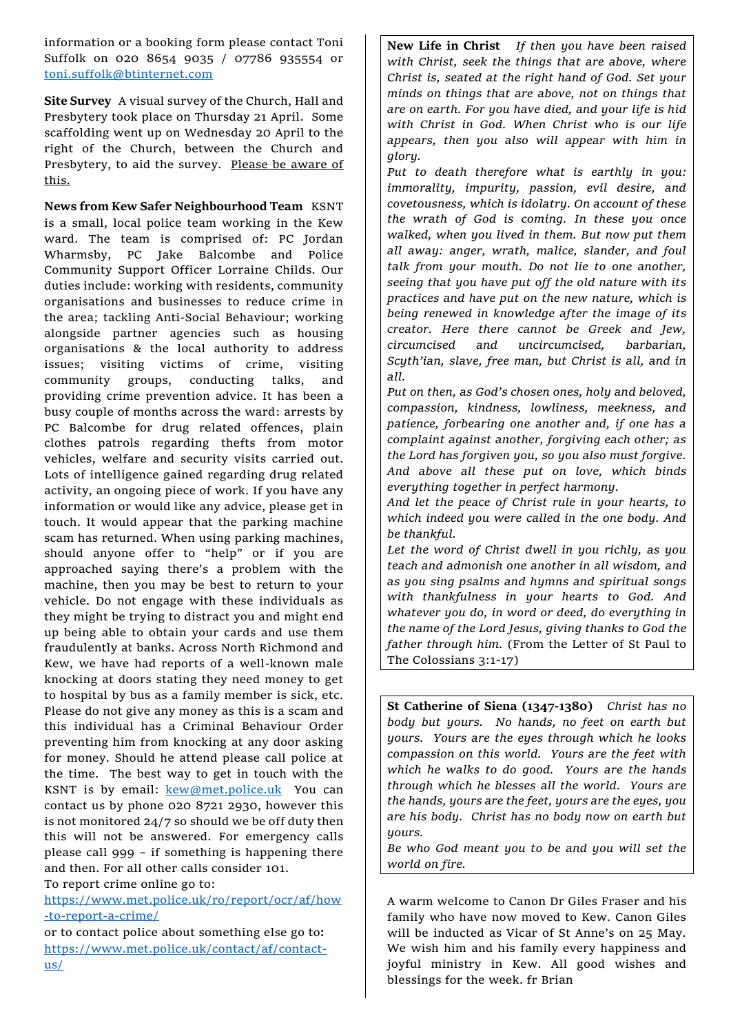information or a booking form please contact Toni Suffolk on 020 8654 9035 / 07786 935554 or toni.suffolk@btinternet.com

**Site Survey** A visual survey of the Church, Hall and Presbytery took place on Thursday 21 April. Some scaffolding went up on Wednesday 20 April to the right of the Church, between the Church and Presbytery, to aid the survey. Please be aware of this.

**News from Kew Safer Neighbourhood Team** KSNT is a small, local police team working in the Kew ward. The team is comprised of: PC Jordan Wharmsby, PC Jake Balcombe and Police Community Support Officer Lorraine Childs. Our duties include: working with residents, community organisations and businesses to reduce crime in the area; tackling Anti-Social Behaviour; working alongside partner agencies such as housing organisations & the local authority to address issues; visiting victims of crime, visiting community groups, conducting talks, and providing crime prevention advice. It has been a busy couple of months across the ward: arrests by PC Balcombe for drug related offences, plain clothes patrols regarding thefts from motor vehicles, welfare and security visits carried out. Lots of intelligence gained regarding drug related activity, an ongoing piece of work. If you have any information or would like any advice, please get in touch. It would appear that the parking machine scam has returned. When using parking machines, should anyone offer to "help" or if you are approached saying there's a problem with the machine, then you may be best to return to your vehicle. Do not engage with these individuals as they might be trying to distract you and might end up being able to obtain your cards and use them fraudulently at banks. Across North Richmond and Kew, we have had reports of a well-known male knocking at doors stating they need money to get to hospital by bus as a family member is sick, etc. Please do not give any money as this is a scam and this individual has a Criminal Behaviour Order preventing him from knocking at any door asking for money. Should he attend please call police at the time. The best way to get in touch with the KSNT is by email: kew@met.police.uk You can contact us by phone 020 8721 2930, however this is not monitored 24/7 so should we be off duty then this will not be answered. For emergency calls please call 999 – if something is happening there and then. For all other calls consider 101.
To report crime online go to:
https://www.met.police.uk/ro/report/ocr/af/how-to-report-a-crime/
or to contact police about something else go to:
https://www.met.police.uk/contact/af/contact-us/

**New Life in Christ** *If then you have been raised with Christ, seek the things that are above, where Christ is, seated at the right hand of God. Set your minds on things that are above, not on things that are on earth. For you have died, and your life is hid with Christ in God. When Christ who is our life appears, then you also will appear with him in glory.*
*Put to death therefore what is earthly in you: immorality, impurity, passion, evil desire, and covetousness, which is idolatry. On account of these the wrath of God is coming. In these you once walked, when you lived in them. But now put them all away: anger, wrath, malice, slander, and foul talk from your mouth. Do not lie to one another, seeing that you have put off the old nature with its practices and have put on the new nature, which is being renewed in knowledge after the image of its creator. Here there cannot be Greek and Jew, circumcised and uncircumcised, barbarian, Scyth'ian, slave, free man, but Christ is all, and in all.*
*Put on then, as God's chosen ones, holy and beloved, compassion, kindness, lowliness, meekness, and patience, forbearing one another and, if one has a complaint against another, forgiving each other; as the Lord has forgiven you, so you also must forgive. And above all these put on love, which binds everything together in perfect harmony.*
*And let the peace of Christ rule in your hearts, to which indeed you were called in the one body. And be thankful.*
*Let the word of Christ dwell in you richly, as you teach and admonish one another in all wisdom, and as you sing psalms and hymns and spiritual songs with thankfulness in your hearts to God. And whatever you do, in word or deed, do everything in the name of the Lord Jesus, giving thanks to God the father through him.* (From the Letter of St Paul to The Colossians 3:1-17)

**St Catherine of Siena (1347-1380)** *Christ has no body but yours. No hands, no feet on earth but yours. Yours are the eyes through which he looks compassion on this world. Yours are the feet with which he walks to do good. Yours are the hands through which he blesses all the world. Yours are the hands, yours are the feet, yours are the eyes, you are his body. Christ has no body now on earth but yours.*
*Be who God meant you to be and you will set the world on fire.*

A warm welcome to Canon Dr Giles Fraser and his family who have now moved to Kew. Canon Giles will be inducted as Vicar of St Anne's on 25 May. We wish him and his family every happiness and joyful ministry in Kew. All good wishes and blessings for the week. fr Brian